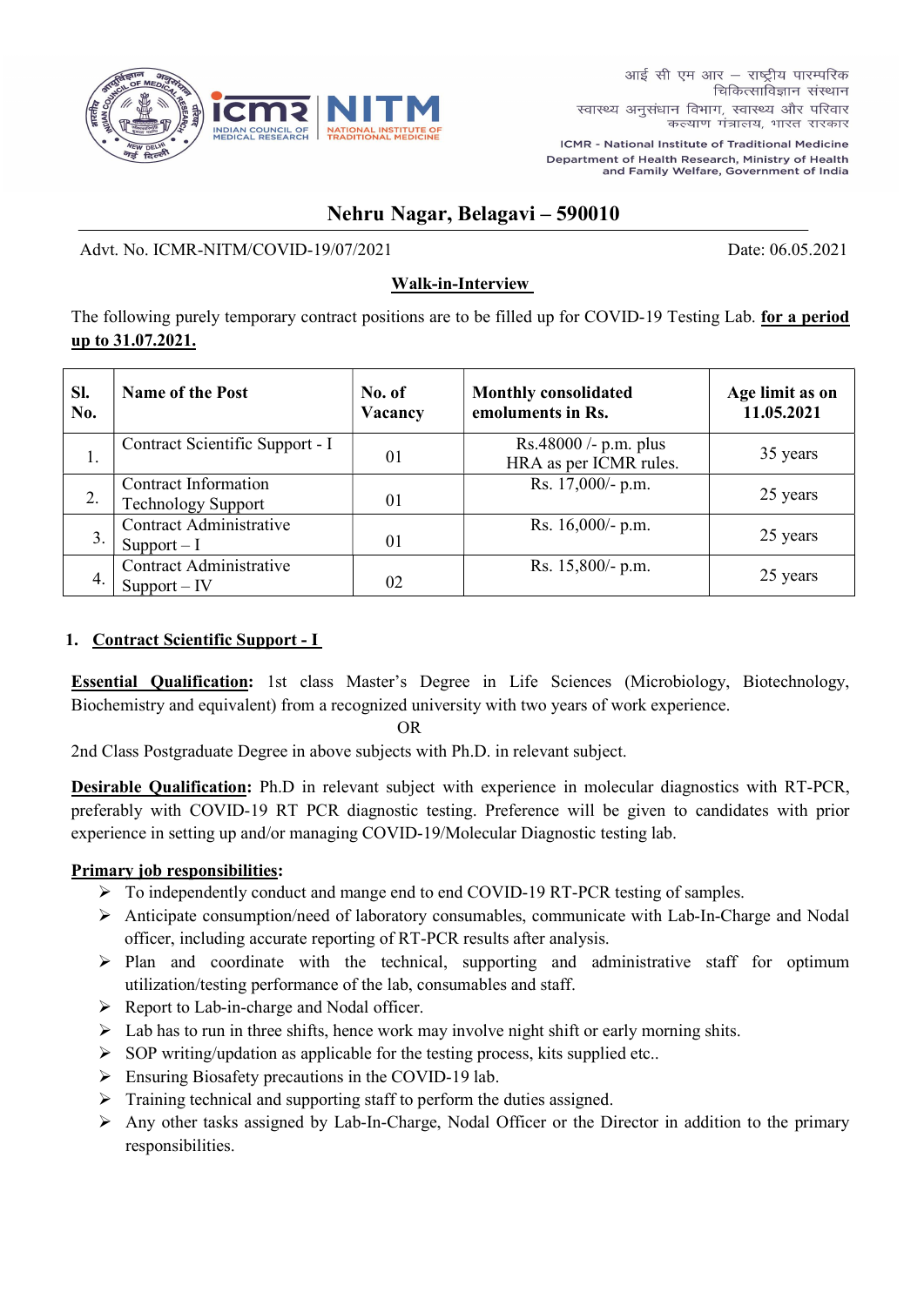आई सी एम आर – राष्ट्रीय पारम्परिक चिकित्साविज्ञान संस्थान
स्वास्थ्य अनुसंधान विभाग, स्वास्थ्य और परिवार कल्याण मंत्रालय, भारत सरकार

ICMR - National Institute of Traditional Medicine
Department of Health Research, Ministry of Health and Family Welfare, Government of India

# Nehru Nagar, Belagavi – 590010

Advt. No. ICMR-NITM/COVID-19/07/2021 Date: 06.05.2021

## Walk-in-Interview

The following purely temporary contract positions are to be filled up for COVID-19 Testing Lab. **for a period up to 31.07.2021.**

| Sl. No. | Name of the Post | No. of Vacancy | Monthly consolidated emoluments in Rs. | Age limit as on 11.05.2021 |
|---|---|---|---|---|
| 1. | Contract Scientific Support - I | 01 | Rs.48000 /- p.m. plus HRA as per ICMR rules. | 35 years |
| 2. | Contract Information Technology Support | 01 | Rs. 17,000/- p.m. | 25 years |
| 3. | Contract Administrative Support – I | 01 | Rs. 16,000/- p.m. | 25 years |
| 4. | Contract Administrative Support – IV | 02 | Rs. 15,800/- p.m. | 25 years |

### 1. Contract Scientific Support - I

**Essential Qualification:** 1st class Master's Degree in Life Sciences (Microbiology, Biotechnology, Biochemistry and equivalent) from a recognized university with two years of work experience.

OR

2nd Class Postgraduate Degree in above subjects with Ph.D. in relevant subject.

**Desirable Qualification:** Ph.D in relevant subject with experience in molecular diagnostics with RT-PCR, preferably with COVID-19 RT PCR diagnostic testing. Preference will be given to candidates with prior experience in setting up and/or managing COVID-19/Molecular Diagnostic testing lab.

**Primary job responsibilities:**

- To independently conduct and mange end to end COVID-19 RT-PCR testing of samples.
- Anticipate consumption/need of laboratory consumables, communicate with Lab-In-Charge and Nodal officer, including accurate reporting of RT-PCR results after analysis.
- Plan and coordinate with the technical, supporting and administrative staff for optimum utilization/testing performance of the lab, consumables and staff.
- Report to Lab-in-charge and Nodal officer.
- Lab has to run in three shifts, hence work may involve night shift or early morning shits.
- SOP writing/updation as applicable for the testing process, kits supplied etc..
- Ensuring Biosafety precautions in the COVID-19 lab.
- Training technical and supporting staff to perform the duties assigned.
- Any other tasks assigned by Lab-In-Charge, Nodal Officer or the Director in addition to the primary responsibilities.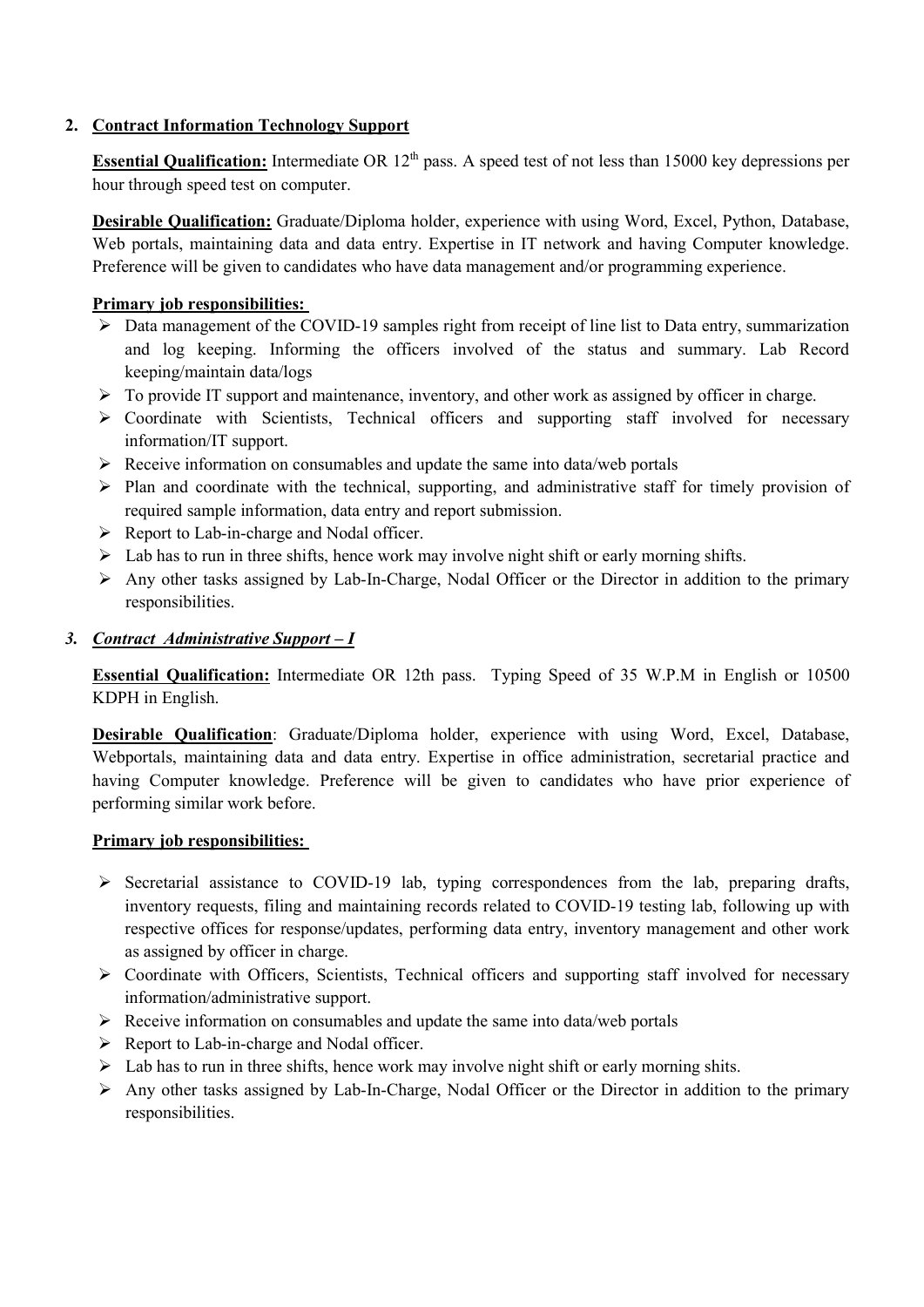## 2. Contract Information Technology Support

**Essential Qualification:** Intermediate OR 12th pass. A speed test of not less than 15000 key depressions per hour through speed test on computer.

**Desirable Qualification:** Graduate/Diploma holder, experience with using Word, Excel, Python, Database, Web portals, maintaining data and data entry. Expertise in IT network and having Computer knowledge. Preference will be given to candidates who have data management and/or programming experience.

**Primary job responsibilities:**

- Data management of the COVID-19 samples right from receipt of line list to Data entry, summarization and log keeping. Informing the officers involved of the status and summary. Lab Record keeping/maintain data/logs
- To provide IT support and maintenance, inventory, and other work as assigned by officer in charge.
- Coordinate with Scientists, Technical officers and supporting staff involved for necessary information/IT support.
- Receive information on consumables and update the same into data/web portals
- Plan and coordinate with the technical, supporting, and administrative staff for timely provision of required sample information, data entry and report submission.
- Report to Lab-in-charge and Nodal officer.
- Lab has to run in three shifts, hence work may involve night shift or early morning shifts.
- Any other tasks assigned by Lab-In-Charge, Nodal Officer or the Director in addition to the primary responsibilities.

## *3. Contract Administrative Support – I*

**Essential Qualification:** Intermediate OR 12th pass. Typing Speed of 35 W.P.M in English or 10500 KDPH in English.

**Desirable Qualification**: Graduate/Diploma holder, experience with using Word, Excel, Database, Webportals, maintaining data and data entry. Expertise in office administration, secretarial practice and having Computer knowledge. Preference will be given to candidates who have prior experience of performing similar work before.

**Primary job responsibilities:**

- Secretarial assistance to COVID-19 lab, typing correspondences from the lab, preparing drafts, inventory requests, filing and maintaining records related to COVID-19 testing lab, following up with respective offices for response/updates, performing data entry, inventory management and other work as assigned by officer in charge.
- Coordinate with Officers, Scientists, Technical officers and supporting staff involved for necessary information/administrative support.
- Receive information on consumables and update the same into data/web portals
- Report to Lab-in-charge and Nodal officer.
- Lab has to run in three shifts, hence work may involve night shift or early morning shits.
- Any other tasks assigned by Lab-In-Charge, Nodal Officer or the Director in addition to the primary responsibilities.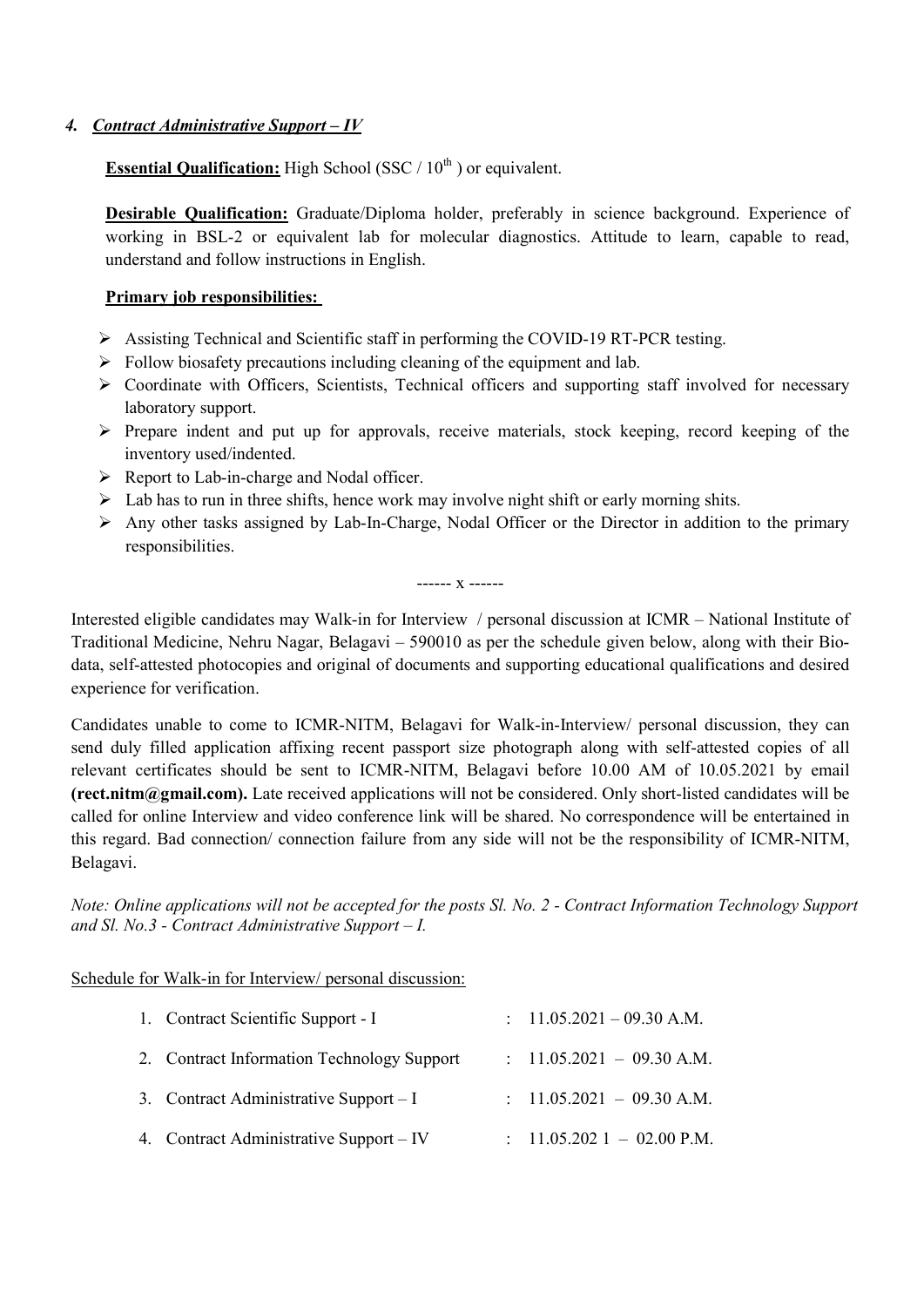### 4. ***Contract Administrative Support – IV***

**Essential Qualification:** High School (SSC / $10^{th}$ ) or equivalent.

**Desirable Qualification:** Graduate/Diploma holder, preferably in science background. Experience of working in BSL-2 or equivalent lab for molecular diagnostics. Attitude to learn, capable to read, understand and follow instructions in English.

**Primary job responsibilities:**

- Assisting Technical and Scientific staff in performing the COVID-19 RT-PCR testing.
- Follow biosafety precautions including cleaning of the equipment and lab.
- Coordinate with Officers, Scientists, Technical officers and supporting staff involved for necessary laboratory support.
- Prepare indent and put up for approvals, receive materials, stock keeping, record keeping of the inventory used/indented.
- Report to Lab-in-charge and Nodal officer.
- Lab has to run in three shifts, hence work may involve night shift or early morning shits.
- Any other tasks assigned by Lab-In-Charge, Nodal Officer or the Director in addition to the primary responsibilities.

------ x ------

Interested eligible candidates may Walk-in for Interview / personal discussion at ICMR – National Institute of Traditional Medicine, Nehru Nagar, Belagavi – 590010 as per the schedule given below, along with their Bio-data, self-attested photocopies and original of documents and supporting educational qualifications and desired experience for verification.

Candidates unable to come to ICMR-NITM, Belagavi for Walk-in-Interview/ personal discussion, they can send duly filled application affixing recent passport size photograph along with self-attested copies of all relevant certificates should be sent to ICMR-NITM, Belagavi before 10.00 AM of 10.05.2021 by email **(rect.nitm@gmail.com).** Late received applications will not be considered. Only short-listed candidates will be called for online Interview and video conference link will be shared. No correspondence will be entertained in this regard. Bad connection/ connection failure from any side will not be the responsibility of ICMR-NITM, Belagavi.

*Note: Online applications will not be accepted for the posts Sl. No. 2 - Contract Information Technology Support and Sl. No.3 - Contract Administrative Support – I.*

Schedule for Walk-in for Interview/ personal discussion:

1. Contract Scientific Support - I : 11.05.2021 – 09.30 A.M.
2. Contract Information Technology Support : 11.05.2021 – 09.30 A.M.
3. Contract Administrative Support – I : 11.05.2021 – 09.30 A.M.
4. Contract Administrative Support – IV : 11.05.202 1 – 02.00 P.M.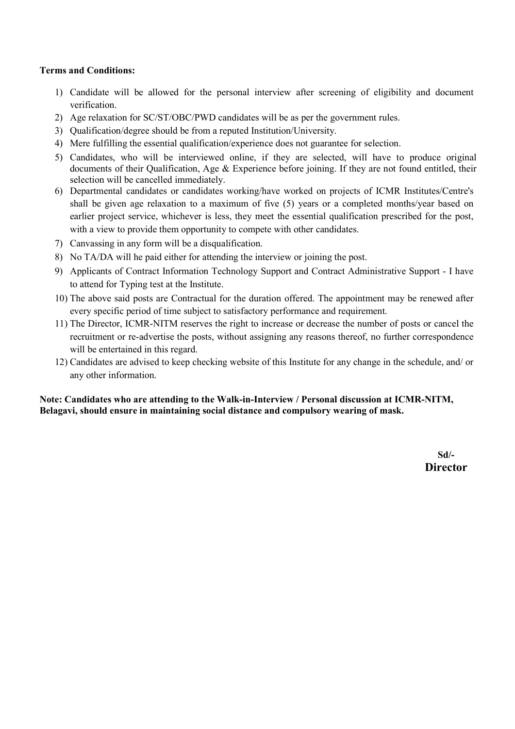**Terms and Conditions:**

1) Candidate will be allowed for the personal interview after screening of eligibility and document verification.
2) Age relaxation for SC/ST/OBC/PWD candidates will be as per the government rules.
3) Qualification/degree should be from a reputed Institution/University.
4) Mere fulfilling the essential qualification/experience does not guarantee for selection.
5) Candidates, who will be interviewed online, if they are selected, will have to produce original documents of their Qualification, Age & Experience before joining. If they are not found entitled, their selection will be cancelled immediately.
6) Departmental candidates or candidates working/have worked on projects of ICMR Institutes/Centre's shall be given age relaxation to a maximum of five (5) years or a completed months/year based on earlier project service, whichever is less, they meet the essential qualification prescribed for the post, with a view to provide them opportunity to compete with other candidates.
7) Canvassing in any form will be a disqualification.
8) No TA/DA will he paid either for attending the interview or joining the post.
9) Applicants of Contract Information Technology Support and Contract Administrative Support - I have to attend for Typing test at the Institute.
10) The above said posts are Contractual for the duration offered. The appointment may be renewed after every specific period of time subject to satisfactory performance and requirement.
11) The Director, ICMR-NITM reserves the right to increase or decrease the number of posts or cancel the recruitment or re-advertise the posts, without assigning any reasons thereof, no further correspondence will be entertained in this regard.
12) Candidates are advised to keep checking website of this Institute for any change in the schedule, and/ or any other information.

**Note: Candidates who are attending to the Walk-in-Interview / Personal discussion at ICMR-NITM, Belagavi, should ensure in maintaining social distance and compulsory wearing of mask.**

**Sd/-**
**Director**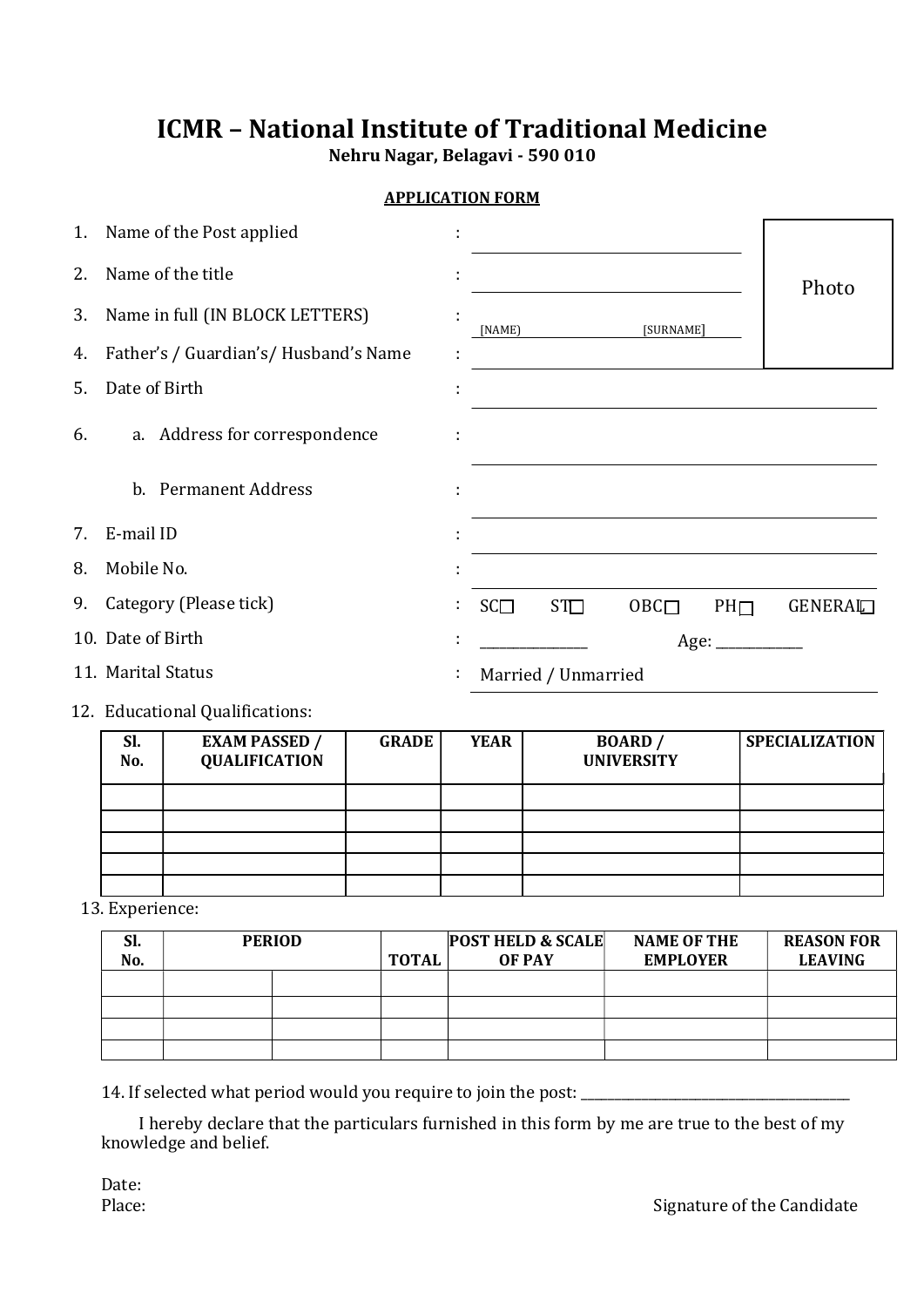# ICMR – National Institute of Traditional Medicine

**Nehru Nagar, Belagavi - 590 010**

**APPLICATION FORM**

Photo

1. Name of the Post applied : ____________________
2. Name of the title : ____________________
3. Name in full (IN BLOCK LETTERS) : [NAME] [SURNAME]
4. Father's / Guardian's/ Husband's Name : ____________________
5. Date of Birth : ____________________
6. a. Address for correspondence : ____________________

   b. Permanent Address : ____________________
7. E-mail ID : ____________________
8. Mobile No. : ____________________
9. Category (Please tick) : SC☐ ST☐ OBC☐ PH☐ GENERAL☐
10. Date of Birth : ________________ Age: _____________
11. Marital Status : Married / Unmarried
12. Educational Qualifications:

| Sl. No. | EXAM PASSED / QUALIFICATION | GRADE | YEAR | BOARD / UNIVERSITY | SPECIALIZATION |
|---|---|---|---|---|---|
| | | | | | |
| | | | | | |
| | | | | | |
| | | | | | |
| | | | | | |

13. Experience:

| Sl. No. | PERIOD | | TOTAL | POST HELD & SCALE OF PAY | NAME OF THE EMPLOYER | REASON FOR LEAVING |
|---|---|---|---|---|---|---|
| | | | | | | |
| | | | | | | |
| | | | | | | |
| | | | | | | |

14. If selected what period would you require to join the post: ________________________________________

I hereby declare that the particulars furnished in this form by me are true to the best of my knowledge and belief.

Date:

Place:

Signature of the Candidate